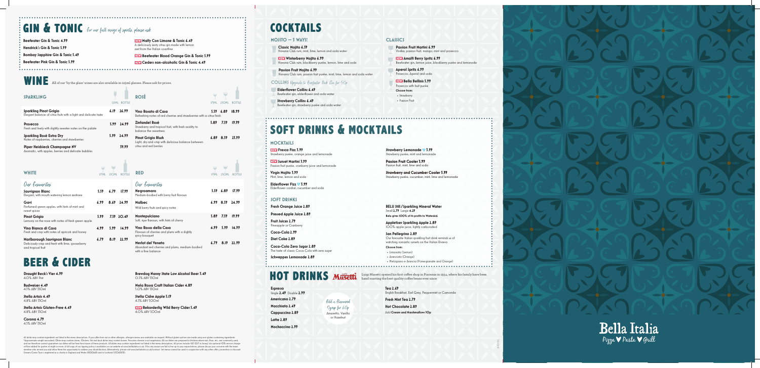# GIN & TONIC *For our full range of spirits, please ask*

**Beefeater Gin & Tonic 4.99**

**Hendrick's Gin & Tonic 5.99**

**Bombay Sapphire Gin & Tonic 5.49**

**Beefeater Pink Gin & Tonic 5.99**

**NEW Malfy Con Limone & Tonic 6.49**
A deliciously zesty citrus gin made with lemon peel from the Italian coastline

**NEW Beefeater Blood Orange Gin & Tonic 5.99**

**NEW Cederi non-alcoholic Gin & Tonic 4.49**

# WINE

All of our 'by the glass' wines are also available in 125ml glasses. Please ask for prices.

## SPARKLING

| | 125ML | BOTTLE |
|---|---|---|
| **Sparkling Pinot Grigio** Elegant balance of citrus fruits with a light and delicate taste | 6.19 | 26.99 |
| **Prosecco** Fresh and lively with slightly sweeter notes on the palate | 5.99 | 24.99 |
| **Sparkling Rosé Extra Dry** Notes of raspberries, cherries and strawberries | 5.99 | 24.99 |
| **Piper Heidsieck Champagne NV** Aromatic, with apples, berries and delicate bubbles | | 59.99 |

## ROSÉ

| | 175ML | 250ML | BOTTLE |
|---|---|---|---|
| **Vino Rosato di Casa** Refreshing notes of red cherries and strawberries with a citrus finish | 5.59 | 6.89 | 18.99 |
| **Zinfandel Rosé** Strawberry and tropical fruit, with fresh acidity to balance the sweetness | 5.89 | 7.59 | 19.99 |
| **Pinot Grigio Blush** Light, dry and crisp with delicious balance between citrus and red berries | 6.89 | 8.59 | 23.99 |

## WHITE

*Our favourites*

| | 175ML | 250ML | BOTTLE |
|---|---|---|---|
| **Sauvignon Blanc** Elegant, with mouth watering lemon zestiness | 5.59 | 6.79 | 17.99 |
| **Gavi** Perfumed green apples, with hints of mint and sweet spices | 6.99 | 8.69 | 24.99 |
| **Pinot Grigio** Lemony on the nose with notes of fresh green apple | 5.99 | 7.59 | 20.49 |
| **Vino Bianco di Casa** Fresh and crisp with notes of apricots and honey | 4.99 | 5.99 | 14.99 |
| **Marlborough Sauvignon Blanc** Deliciously crisp and fresh with lime, gooseberry and tropical fruit | 6.79 | 8.19 | 22.99 |

## RED

*Our favourites*

| | 175ML | 250ML | BOTTLE |
|---|---|---|---|
| **Negroamaro** Medium-bodied with berry fruit flavours | 5.59 | 6.89 | 17.99 |
| **Malbec** Wild berry fruits and spicy notes | 6.99 | 8.59 | 24.99 |
| **Montepulciano** Soft, ripe flavours, with hints of cherry | 5.89 | 7.59 | 19.99 |
| **Vino Rosso della Casa** Flavours of cherries and plums with a slightly spicy bouquet | 4.99 | 5.99 | 14.99 |
| **Merlot del Veneto** Abundant red cherries and plums, medium-bodied with a fine balance | 6.79 | 8.19 | 22.99 |

# BEER & CIDER

**Draught Beck's Vier 4.99**
4.0% ABV Pint

**Budweiser 4.49**
4.5% ABV 330ml

**Stella Artois 4.49**
4.8% ABV 330ml

**Stella Artois Gluten-Free 4.49**
4.8% ABV 330ml

**Corona 4.79**
4.5% ABV 330ml

**Brewdog Nanny State Low Alcohol Beer 3.49**
0.5% ABV 330ml

**Mela Rosa Craft Italian Cider 4.89**
5.0% ABV 330ml

**Stella Cidre Apple 5.19**
4.5% ABV 500ml

**NEW Rekorderlig Wild Berry Cider 5.49**
4.0% ABV 500ml

All drinks may contain ingredients not listed in the menu description. If you suffer from nut or other allergies, allergen menus are available on request. Without gluten options are made using non-gluten containing ingredients. *Approximate weight uncooked. Olives may contain stones. Chicken, fish and duck dishes may contain bones. Pecorino cheese is not vegetarian. All our dishes are prepared in kitchens where nuts, flour, etc. are commonly used, and we therefore cannot guarantee our dishes will be free from traces of these products. All dishes may contain ingredients not listed in the menu description. All prices include VAT (20% in Jersey). An optional 10% service charge will be added for parties of eight or more. A full copy of our tipping policy is available on our website at www.bellaitalia.co.uk. If for any reason we fail to live up to your expectations, please discuss your concerns with the team member who served you and allow them the opportunity to address your dissatisfaction. Alternatively, please visit www.bellaitalia.co.uk/contact. 1st menus cannot be used in conjunction with any other offer, promotion or discount. Emeans Come Tour is registered as a charity in England and Wales (1100260) and in Scotland (SC043675).

# COCKTAILS

## MOJITO — 3 WAYS!

**Classic Mojito 6.59**
Havana Club rum, mint, lime, lemon and soda water

**NEW Winterberry Mojito 6.99**
Havana Club rum, blackberry purée, lemon, lime and soda

**Passion Fruit Mojito 6.99**
Havana Club rum, passion fruit purée, mint, lime, lemon and soda water

## COLLINS *Upgrade to Beefeater Pink Gin for 50p*

**Elderflower Collins 6.49**
Beefeater gin, elderflower and soda water

**Strawberry Collins 6.49**
Beefeater gin, strawberry purée and soda water

## CLASSICS

**Passion Fruit Martini 6.99**
Vodka, passion fruit, mango, mint and prosecco

**NEW Amalfi Berry Spritz 6.99**
Beefeater gin, lemon juice, blackberry purée and lemonade

**Aperol Spritz 6.99**
Prosecco, Aperol and soda

**NEW Bella Bellinis 5.99**
Prosecco with fruit purée
Choose from:
- Strawberry
- Passion Fruit

# SOFT DRINKS & MOCKTAILS

## MOCKTAILS

**NEW Fresca Fizz 3.99**
Strawberry purée, orange juice and lemonade

**NEW Sunset Martini 3.99**
Passion fruit purée, cranberry juice and lemonade

**Virgin Mojito 3.99**
Mint, lime, lemon and soda

**Elderflower Fizz ♡ 3.99**
Elderflower cordial, cucumber and soda

**Strawberry Lemonade ♡ 3.99**
Strawberry purée, mint and lemonade

**Passion Fruit Cooler 3.99**
Passion fruit, mint, lime and soda

**Strawberry and Cucumber Cooler 3.99**
Strawberry purée, cucumber, mint, lime and lemonade

## SOFT DRINKS

**Fresh Orange Juice 2.89**

**Pressed Apple Juice 2.89**

**Fruit Juices 2.79**
Pineapple or Cranberry

**Coca-Cola 2.99**

**Diet Coke 2.89**

**Coca-Cola Zero Sugar 2.89**
The taste of classic Coca-Cola with zero sugar

**Schweppes Lemonade 2.89**

**BELU Still / Sparkling Mineral Water**
Small 2.79 Large 4.29
Belu gives 100% of its profits to WaterAid.

**Appletiser Sparkling Apple 2.89**
100% apple juice, lightly carbonated

**San Pellegrino 2.89**
Our favourite Italian sparkling fruit drink reminds us of watching romantic sunsets on the Italian Riviera
Choose from:
- Limonata (Lemon)
- Aranciata (Orange)
- Melograno e Arancia (Pomegranate and Orange)

# HOT DRINKS Musetti

Luigi Musetti opened his first coffee shop in Piacenza in 1934, where his family have been hand roasting the best quality coffee beans ever since

**Espresso**
Single 2.49 Double 2.99

**Americano 2.79**

**Macchiato 2.49**

**Cappuccino 2.89**

**Latte 2.89**

**Mochaccino 2.99**

*Add a Flavoured Syrup for 60p*
Amaretto, Vanilla or Hazelnut

**Tea 2.69**
English Breakfast, Earl Grey, Peppermint or Camomile

**Fresh Mint Tea 2.79**

**Hot Chocolate 2.89**
Add Cream and Marshmallows 50p

Bella Italia
Pizza ♥ Pasta ♥ Grill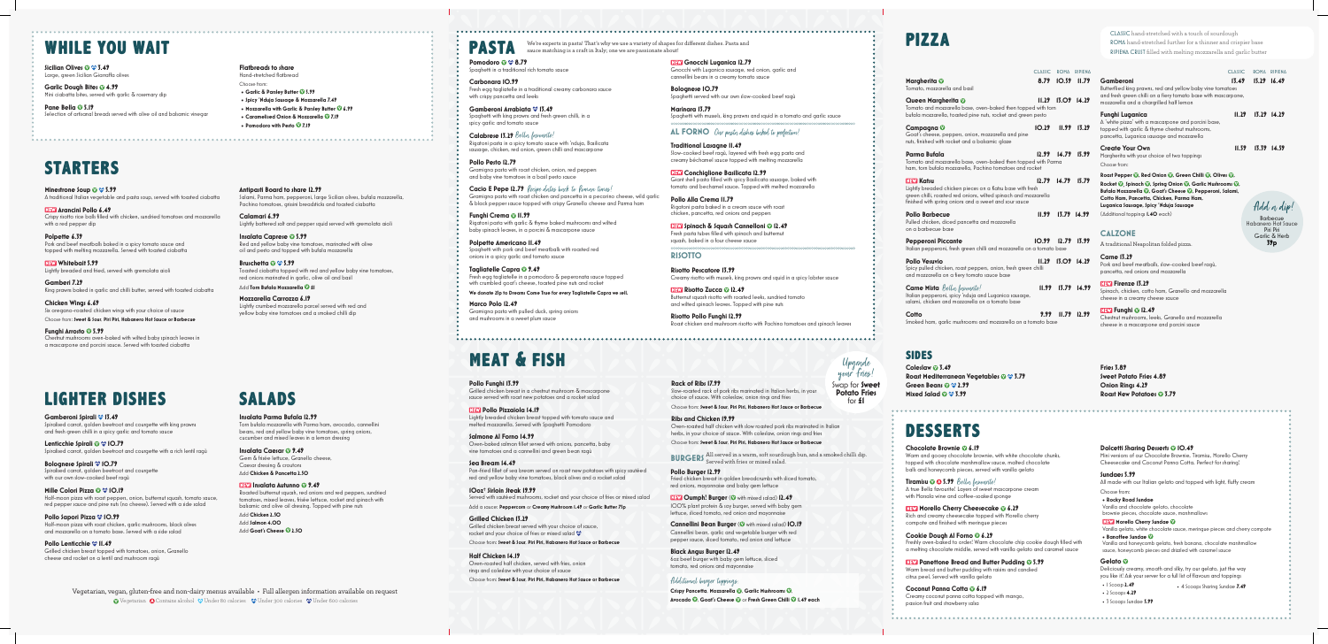# WHILE YOU WAIT

**Sicilian Olives** 3.49
Large, green Sicilian Giarraffa olives

**Garlic Dough Bites** 4.99
Mini ciabatta bites, served with garlic & rosemary dip

**Pane Bella** 5.19
Selection of artisanal breads served with olive oil and balsamic vinegar

**Flatbreads to share**
Hand-stretched flatbread
Choose from:
- Garlic & Parsley Butter 5.99
- Spicy 'Nduja Sausage & Mozzarella 7.49
- Mozzarella with Garlic & Parsley Butter 6.99
- Caramelised Onion & Mozzarella 7.19
- Pomodoro with Pesto 7.19

# STARTERS

**Minestrone Soup** 5.99
A traditional Italian vegetable and pasta soup, served with toasted ciabatta

**NEW Arancini Pollo** 6.49
Crispy risotto rice balls filled with chicken, sundried tomatoes and mozzarella with a red pepper dip

**Polpette** 6.39
Pork and beef meatballs baked in a spicy tomato sauce and topped with melting mozzarella. Served with toasted ciabatta

**NEW Whitebait** 5.99
Lightly breaded and fried, served with gremolata aioli

**Gamberi** 7.29
King prawns baked in garlic and chilli butter, served with toasted ciabatta

**Chicken Wings** 6.69
Six oregano-roasted chicken wings with your choice of sauce
Choose from: **Sweet & Sour, Piri Piri, Habanero Hot Sauce or Barbecue**

**Funghi Arrosto** 5.99
Chestnut mushrooms oven-baked with wilted baby spinach leaves in a mascarpone and porcini sauce. Served with toasted ciabatta

**Antipasti Board to share** 12.99
Salami, Parma ham, pepperoni, large Sicilian olives, bufala mozzarella, Pachino tomatoes, grissini breadsticks and toasted ciabatta

**Calamari** 6.99
Lightly battered salt and pepper squid served with gremolata aioli

**Insalata Caprese** 5.99
Red and yellow baby vine tomatoes, marinated with olive oil and pesto and topped with bufala mozzarella

**Bruschetta** 5.99
Toasted ciabatta topped with red and yellow baby vine tomatoes, red onions marinated in garlic, olive oil and basil
Add **Torn Bufala Mozzarella** £1

**Mozzarella Carrozza** 6.19
Lightly crumbed mozzarella parcel served with red and yellow baby vine tomatoes and a smoked chilli dip

# LIGHTER DISHES

**Gamberoni Spirali** 13.49
Spiralised carrot, golden beetroot and courgette with king prawns and fresh green chilli in a spicy garlic and tomato sauce

**Lenticchie Spirali** 10.79
Spiralised carrot, golden beetroot and courgette with a rich lentil ragù

**Bolognese Spirali** 10.79
Spiralised carrot, golden beetroot and courgette with our own slow-cooked beef ragù

**Mille Colori Pizza** 10.19
Half-moon pizza with roast peppers, onion, butternut squash, tomato sauce, red pepper sauce and pine nuts (no cheese). Served with a side salad

**Pollo Sapori Pizza** 10.99
Half-moon pizza with roast chicken, garlic mushrooms, black olives and mozzarella on a tomato base. Served with a side salad

**Pollo Lenticchie** 11.49
Grilled chicken breast topped with tomatoes, onion, Granello cheese and rocket on a lentil and mushroom ragù

# SALADS

**Insalata Parma Bufala** 12.99
Torn bufala mozzarella with Parma ham, avocado, cannellini beans, red and yellow baby vine tomatoes, spring onions, cucumber and mixed leaves in a lemon dressing

**Insalata Caesar** 9.49
Gem & frisée lettuce, Granello cheese, Caesar dressing & croutons
Add **Chicken & Pancetta** 2.50

**NEW Insalata Autunno** 9.49
Roasted butternut squash, red onions and red peppers, sundried tomatoes, mixed leaves, frisée lettuce, rocket and spinach with balsamic and olive oil dressing. Topped with pine nuts
Add **Chicken** 2.50
Add **Salmon** 4.00
Add **Goat's Cheese** 2.50

# PASTA

We're experts in pasta! That's why we use a variety of shapes for different dishes. Pasta and sauce matching is a craft in Italy; one we are passionate about!

**Pomodoro** 8.79
Spaghetti in a traditional rich tomato sauce

**Carbonara** 10.99
Fresh egg tagliatelle in a traditional creamy carbonara sauce with crispy pancetta and leeks

**Gamberoni Arrabiata** 13.49
Spaghetti with king prawns and fresh green chilli, in a spicy garlic and tomato sauce

**Calabrese** 13.29 *Bella favourite!*
Rigatoni pasta in a spicy tomato sauce with 'nduja, Basilicata sausage, chicken, red onion, green chilli and mascarpone

**Pollo Pesto** 12.79
Gramigna pasta with roast chicken, onion, red peppers and baby vine tomatoes in a basil pesto sauce

**Cacio E Pepe** 12.79 *Recipe dates back to Roman times!*
Gramigna pasta with roast chicken and pancetta in a pecorino cheese, wild garlic & black pepper sauce topped with crispy Granello cheese and Parma ham

**Funghi Crema** 11.99
Rigatoni pasta with garlic & thyme baked mushrooms and wilted baby spinach leaves, in a porcini & mascarpone sauce

**Polpette Americano** 11.49
Spaghetti with pork and beef meatballs with roasted red onions in a spicy garlic and tomato sauce

**Tagliatelle Capra** 9.49
Fresh egg tagliatelle in a pomodoro & peperonata sauce topped with crumbled goat's cheese, toasted pine nuts and rocket

**We donate 25p to Dreams Come True for every Tagliatelle Capra we sell.**

**Marco Polo** 12.49
Gramigna pasta with pulled duck, spring onions and mushrooms in a sweet plum sauce

**NEW Gnocchi Luganica** 12.79
Gnocchi with Luganica sausage, red onion, garlic and cannellini beans in a creamy tomato sauce

**Bolognese** 10.79
Spaghetti served with our own slow-cooked beef ragù

**Marinara** 13.79
Spaghetti with mussels, king prawns and squid in a tomato and garlic sauce

## AL FORNO *Our pasta dishes baked to perfection!*

**Traditional Lasagne** 11.49
Slow-cooked beef ragù, layered with fresh egg pasta and creamy béchamel sauce topped with melting mozzarella

**NEW Conchiglione Basilicata** 12.99
Giant shell pasta filled with spicy Basilicata sausage, baked with tomato and bechamel sauce. Topped with melted mozzarella

**Pollo Alla Crema** 11.79
Rigatoni pasta baked in a cream sauce with roast chicken, pancetta, red onions and peppers

**NEW Spinach & Squash Cannelloni** 12.49
Fresh pasta tubes filled with spinach and butternut squash, baked in a four cheese sauce

## RISOTTO

**Risotto Pescatore** 13.99
Creamy risotto with mussels, king prawns and squid in a spicy lobster sauce

**NEW Risotto Zucca** 12.49
Butternut squash risotto with roasted leeks, sundried tomato and wilted spinach leaves. Topped with pine nuts

**Risotto Pollo Funghi** 12.99
Roast chicken and mushroom risotto with Pachino tomatoes and spinach leaves

# MEAT & FISH

**Pollo Funghi** 13.99
Grilled chicken breast in a chestnut mushroom & mascarpone sauce served with roast new potatoes and a rocket salad

**NEW Pollo Pizzaiola** 14.19
Lightly breaded chicken breast topped with tomato sauce and melted mozzarella. Served with Spaghetti Pomodoro

**Salmone Al Forno** 14.99
Oven-baked salmon fillet served with onions, pancetta, baby vine tomatoes and a cannellini and green bean ragù

**Sea Bream** 14.49
Pan-fried fillet of sea bream served on roast new potatoes with spicy sautéed red and yellow baby vine tomatoes, black olives and a rocket salad

**10oz\* Sirloin Steak** 19.99
Served with sautéed mushrooms, rocket and your choice of fries or mixed salad
Add a sauce: **Peppercorn** or **Creamy Mushroom** 1.49 or **Garlic Butter** 75p

**Grilled Chicken** 13.29
Grilled chicken breast served with your choice of sauce, rocket and your choice of fries or mixed salad
Choose from: **Sweet & Sour, Piri Piri, Habanero Hot Sauce or Barbecue**

**Half Chicken** 14.19
Oven-roasted half chicken, served with fries, onion rings and coleslaw with your choice of sauce
Choose from: **Sweet & Sour, Piri Piri, Habanero Hot Sauce or Barbecue**

**Rack of Ribs** 17.99
Slow-roasted rack of pork ribs marinated in Italian herbs, in your choice of sauce. With coleslaw, onion rings and fries
Choose from: **Sweet & Sour, Piri Piri, Habanero Hot Sauce or Barbecue**

**Ribs and Chicken** 19.99
Oven-roasted half chicken with slow roasted pork ribs marinated in Italian herbs, in your choice of sauce. With coleslaw, onion rings and fries
Choose from: **Sweet & Sour, Piri Piri, Habanero Hot Sauce or Barbecue**

*Upgrade your fries!* Swap for **Sweet Potato Fries** for **£1**

**BURGERS** All served in a warm, soft sourdough bun, and a smoked chilli dip. Served with fries or mixed salad.

**Pollo Burger** 12.99
Fried chicken breast in golden breadcrumbs with sliced tomato, red onions, mayonnaise and baby gem lettuce

**NEW Oumph! Burger** (with mixed salad) 12.49
100% plant protein & soy burger, served with baby gem lettuce, sliced tomato, red onion and mayonnaise

**Cannellini Bean Burger** (with mixed salad) 10.19
Cannellini bean, garlic and vegetable burger with red pepper sauce, sliced tomato, red onion and lettuce

**Black Angus Burger** 12.49
6oz beef burger with baby gem lettuce, sliced tomato, red onions and mayonnaise

*Additional burger toppings*
**Crispy Pancetta**, **Mozzarella**, **Garlic Mushrooms**, **Avocado**, **Goat's Cheese** or **Fresh Green Chilli** 1.49 each

# PIZZA

CLASSIC hand-stretched with a touch of sourdough
ROMA hand-stretched further for a thinner and crispier base
RIPIENA CRUST filled with melting mozzarella and garlic butter

| | CLASSIC | ROMA | RIPIENA |
|---|---|---|---|
| **Margherita** – Tomato, mozzarella and basil | 8.79 | 10.59 | 11.79 |
| **Queen Margherita** – Tomato and mozzarella base, oven-baked then topped with torn bufala mozzarella, toasted pine nuts, rocket and green pesto | 11.29 | 13.09 | 14.29 |
| **Campagna** – Goat's cheese, peppers, onion, mozzarella and pine nuts, finished with rocket and a balsamic glaze | 10.29 | 11.99 | 13.29 |
| **Parma Bufala** – Tomato and mozzarella base, oven-baked then topped with Parma ham, torn bufala mozzarella, Pachino tomatoes and rocket | 12.99 | 14.79 | 15.99 |
| **NEW Katsu** – Lightly breaded chicken pieces on a Katsu base with fresh green chilli, roasted red onions, wilted spinach and mozzarella finished with spring onions and a sweet and sour sauce | 12.79 | 14.79 | 15.79 |
| **Pollo Barbecue** – Pulled chicken, diced pancetta and mozzarella on a barbecue base | 11.99 | 13.79 | 14.99 |
| **Pepperoni Piccante** – Italian pepperoni, fresh green chilli and mozzarella on a tomato base | 10.99 | 12.79 | 13.99 |
| **Pollo Vesuvio** – Spicy pulled chicken, roast peppers, onion, fresh green chilli and mozzarella on a fiery tomato sauce base | 11.29 | 13.09 | 14.29 |
| **Carne Mista** *Bella favourite!* – Italian pepperoni, spicy 'nduja and Luganica sausage, salami, chicken and mozzarella on a tomato base | 11.99 | 13.79 | 14.99 |
| **Cotto** – Smoked ham, garlic mushrooms and mozzarella on a tomato base | 9.99 | 11.79 | 12.99 |
| **Gamberoni** – Butterflied king prawns, red and yellow baby vine tomatoes and fresh green chilli on a fiery tomato base with mascarpone, mozzarella and a chargrilled half lemon | 13.49 | 15.29 | 16.49 |
| **Funghi Luganica** – A 'white pizza' with a mascarpone and porcini base, topped with garlic & thyme chestnut mushrooms, pancetta, Luganica sausage and mozzarella | 11.29 | 13.29 | 14.29 |
| **Create Your Own** – Margherita with your choice of two toppings | 11.59 | 13.39 | 14.59 |

Choose from:
**Roast Pepper**, **Red Onion**, **Green Chilli**, **Olives**, **Rocket**, **Spinach**, **Spring Onion**, **Garlic Mushrooms**, **Bufala Mozzarella**, **Goat's Cheese**, **Pepperoni**, **Salami**, **Cotto Ham**, **Pancetta**, **Chicken**, **Parma Ham**, **Luganica Sausage**, **Spicy 'Nduja Sausage**
(Additional topping **1.40** each)

*Add a dip!*
Barbecue
Habanero Hot Sauce
Piri Piri
Garlic & Herb
**75p**

## CALZONE

A traditional Neapolitan folded pizza.

**Carne** 13.29
Pork and beef meatballs, slow-cooked beef ragù, pancetta, red onions and mozzarella

**NEW Firenze** 13.29
Spinach, chicken, cotto ham, Granello and mozzarella cheese in a creamy cheese sauce

**NEW Funghi** 12.49
Chestnut mushrooms, leeks, Granello and mozzarella cheese in a mascarpone and porcini sauce

# SIDES

**Coleslaw** 3.49
**Roast Mediterranean Vegetables** 3.79
**Green Beans** 2.99
**Mixed Salad** 3.99
**Fries** 3.89
**Sweet Potato Fries** 4.89
**Onion Rings** 4.29
**Roast New Potatoes** 3.79

# DESSERTS

**Chocolate Brownie** 6.19
Warm and gooey chocolate brownie, with white chocolate chunks, topped with chocolate marshmallow sauce, malted chocolate balls and honeycomb pieces, served with vanilla gelato

**Tiramisu** 5.99 *Bella favourite!*
A true Bella favourite! Layers of sweet mascarpone cream with Marsala wine and coffee-soaked sponge

**NEW Morello Cherry Cheesecake** 6.29
Rich and creamy cheesecake topped with Morello cherry compote and finished with meringue pieces

**Cookie Dough Al Forno** 6.29
Freshly oven-baked to order! Warm chocolate chip cookie dough filled with a melting chocolate middle, served with vanilla gelato and caramel sauce

**NEW Panettone Bread and Butter Pudding** 5.99
Warm bread and butter pudding with raisin and candied citrus peel. Served with vanilla gelato

**Coconut Panna Cotta** 6.19
Creamy coconut panna cotta topped with mango, passion fruit and strawberry salsa

**Dolcetti Sharing Desserts** 10.49
Mini versions of our Chocolate Brownie, Tiramisu, Morello Cherry Cheesecake and Coconut Panna Cotta. Perfect for sharing!

**Sundaes** 5.99
All made with our Italian gelato and topped with light, fluffy cream
Choose from:
- **Rocky Road Sundae**
  Vanilla and chocolate gelato, chocolate brownie pieces, chocolate sauce, marshmallows
- **NEW Morello Cherry Sundae**
  Vanilla gelato, white chocolate sauce, meringue pieces and cherry compote
- **Banoffee Sundae**
  Vanilla and honeycomb gelato, fresh banana, chocolate marshmallow sauce, honeycomb pieces and drizzled with caramel sauce

**Gelato**
Deliciously creamy, smooth and silky, try our gelato, just the way you like it! Ask your server for a full list of flavours and toppings
- 1 Scoop 1.49
- 2 Scoops 4.29
- 3 Scoops Sundae 5.99
- 4 Scoops Sharing Sundae 7.49

Vegetarian, vegan, gluten-free and non-dairy menus available • Full allergen information available on request
Vegetarian · Contains alcohol · Under 80 calories · Under 300 calories · Under 600 calories